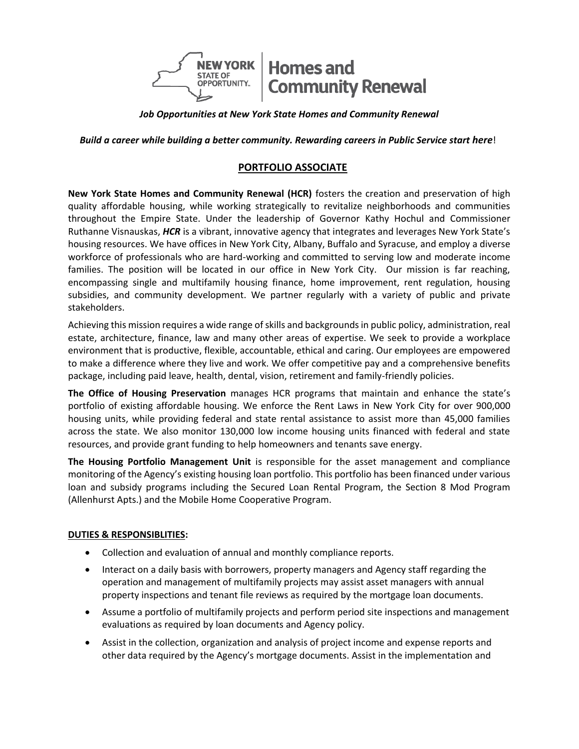*Job Opportunities at New York State Homes and Community Renewal*

***Build a career while building a better community. Rewarding careers in Public Service start here!***

## PORTFOLIO ASSOCIATE

**New York State Homes and Community Renewal (HCR)** fosters the creation and preservation of high quality affordable housing, while working strategically to revitalize neighborhoods and communities throughout the Empire State. Under the leadership of Governor Kathy Hochul and Commissioner Ruthanne Visnauskas, ***HCR*** is a vibrant, innovative agency that integrates and leverages New York State's housing resources. We have offices in New York City, Albany, Buffalo and Syracuse, and employ a diverse workforce of professionals who are hard-working and committed to serving low and moderate income families. The position will be located in our office in New York City. Our mission is far reaching, encompassing single and multifamily housing finance, home improvement, rent regulation, housing subsidies, and community development. We partner regularly with a variety of public and private stakeholders.

Achieving this mission requires a wide range of skills and backgrounds in public policy, administration, real estate, architecture, finance, law and many other areas of expertise. We seek to provide a workplace environment that is productive, flexible, accountable, ethical and caring. Our employees are empowered to make a difference where they live and work. We offer competitive pay and a comprehensive benefits package, including paid leave, health, dental, vision, retirement and family-friendly policies.

**The Office of Housing Preservation** manages HCR programs that maintain and enhance the state's portfolio of existing affordable housing. We enforce the Rent Laws in New York City for over 900,000 housing units, while providing federal and state rental assistance to assist more than 45,000 families across the state. We also monitor 130,000 low income housing units financed with federal and state resources, and provide grant funding to help homeowners and tenants save energy.

**The Housing Portfolio Management Unit** is responsible for the asset management and compliance monitoring of the Agency's existing housing loan portfolio. This portfolio has been financed under various loan and subsidy programs including the Secured Loan Rental Program, the Section 8 Mod Program (Allenhurst Apts.) and the Mobile Home Cooperative Program.

**DUTIES & RESPONSIBLITIES:**

- Collection and evaluation of annual and monthly compliance reports.
- Interact on a daily basis with borrowers, property managers and Agency staff regarding the operation and management of multifamily projects may assist asset managers with annual property inspections and tenant file reviews as required by the mortgage loan documents.
- Assume a portfolio of multifamily projects and perform period site inspections and management evaluations as required by loan documents and Agency policy.
- Assist in the collection, organization and analysis of project income and expense reports and other data required by the Agency's mortgage documents. Assist in the implementation and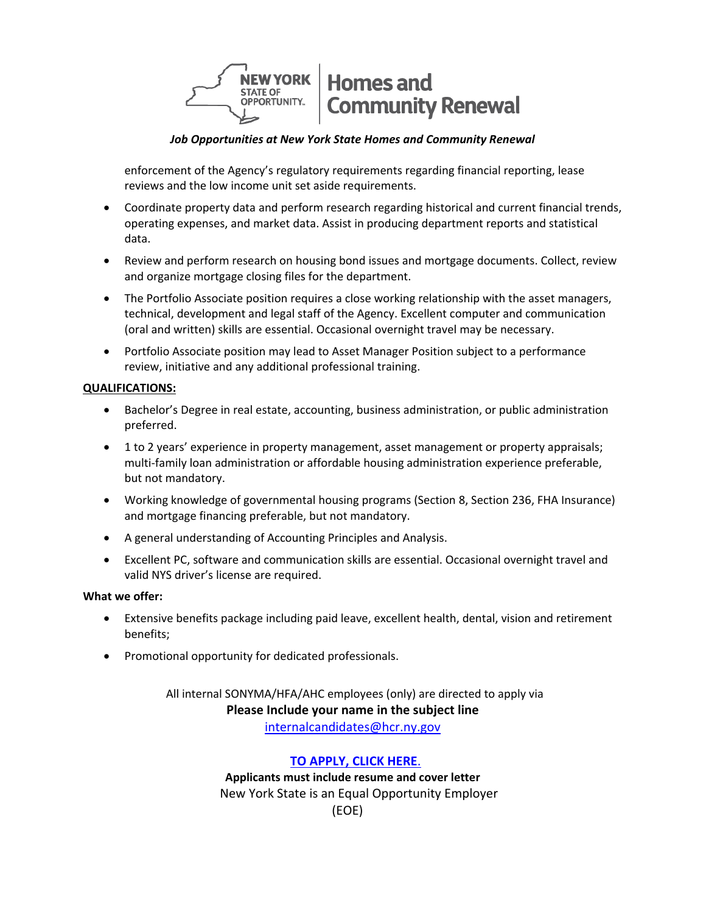enforcement of the Agency's regulatory requirements regarding financial reporting, lease reviews and the low income unit set aside requirements.

- Coordinate property data and perform research regarding historical and current financial trends, operating expenses, and market data. Assist in producing department reports and statistical data.
- Review and perform research on housing bond issues and mortgage documents. Collect, review and organize mortgage closing files for the department.
- The Portfolio Associate position requires a close working relationship with the asset managers, technical, development and legal staff of the Agency. Excellent computer and communication (oral and written) skills are essential. Occasional overnight travel may be necessary.
- Portfolio Associate position may lead to Asset Manager Position subject to a performance review, initiative and any additional professional training.

**QUALIFICATIONS:**

- Bachelor's Degree in real estate, accounting, business administration, or public administration preferred.
- 1 to 2 years' experience in property management, asset management or property appraisals; multi-family loan administration or affordable housing administration experience preferable, but not mandatory.
- Working knowledge of governmental housing programs (Section 8, Section 236, FHA Insurance) and mortgage financing preferable, but not mandatory.
- A general understanding of Accounting Principles and Analysis.
- Excellent PC, software and communication skills are essential. Occasional overnight travel and valid NYS driver's license are required.

**What we offer:**

- Extensive benefits package including paid leave, excellent health, dental, vision and retirement benefits;
- Promotional opportunity for dedicated professionals.

All internal SONYMA/HFA/AHC employees (only) are directed to apply via

**Please Include your name in the subject line**

internalcandidates@hcr.ny.gov

**TO APPLY, CLICK HERE.**

**Applicants must include resume and cover letter**

New York State is an Equal Opportunity Employer (EOE)